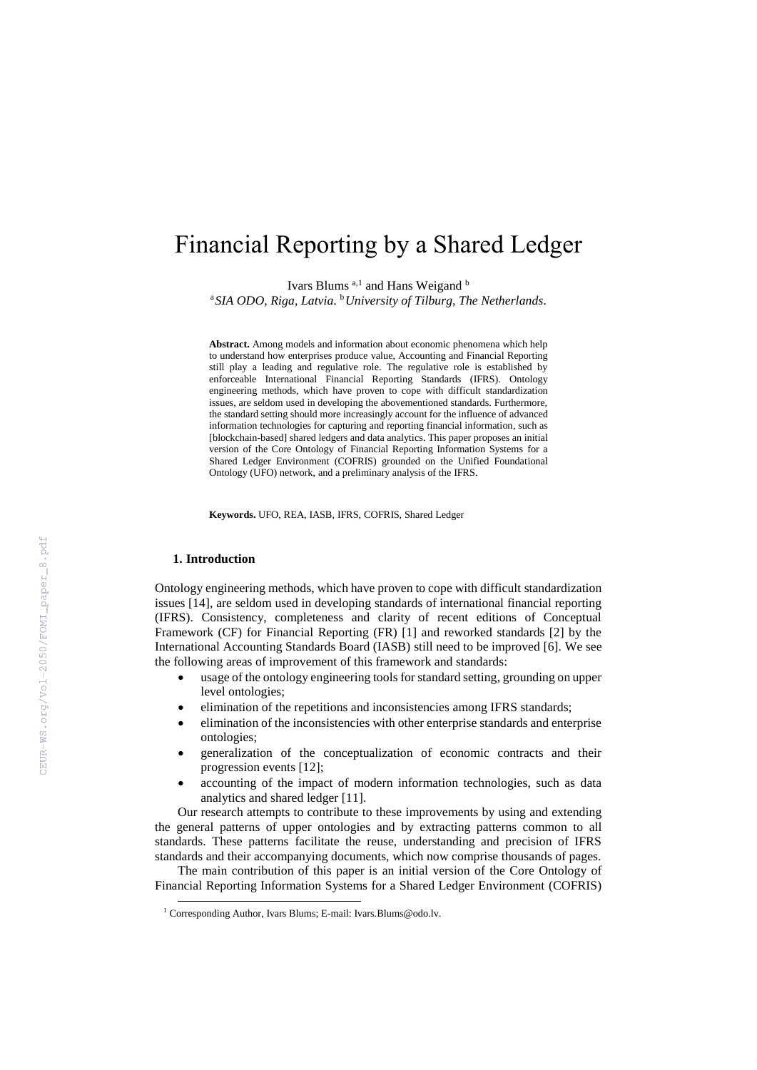# Financial Reporting by a Shared Ledger

Ivars Blums [a,1] and Hans Weigand [b]

[a] *SIA ODO, Riga, Latvia.* [b] *University of Tilburg, The Netherlands.*

**Abstract.** Among models and information about economic phenomena which help to understand how enterprises produce value, Accounting and Financial Reporting still play a leading and regulative role. The regulative role is established by enforceable International Financial Reporting Standards (IFRS). Ontology engineering methods, which have proven to cope with difficult standardization issues, are seldom used in developing the abovementioned standards. Furthermore, the standard setting should more increasingly account for the influence of advanced information technologies for capturing and reporting financial information, such as [blockchain-based] shared ledgers and data analytics. This paper proposes an initial version of the Core Ontology of Financial Reporting Information Systems for a Shared Ledger Environment (COFRIS) grounded on the Unified Foundational Ontology (UFO) network, and a preliminary analysis of the IFRS.

**Keywords.** UFO, REA, IASB, IFRS, COFRIS, Shared Ledger

## 1. Introduction

Ontology engineering methods, which have proven to cope with difficult standardization issues [14], are seldom used in developing standards of international financial reporting (IFRS). Consistency, completeness and clarity of recent editions of Conceptual Framework (CF) for Financial Reporting (FR) [1] and reworked standards [2] by the International Accounting Standards Board (IASB) still need to be improved [6]. We see the following areas of improvement of this framework and standards:

- usage of the ontology engineering tools for standard setting, grounding on upper level ontologies;
- elimination of the repetitions and inconsistencies among IFRS standards;
- elimination of the inconsistencies with other enterprise standards and enterprise ontologies;
- generalization of the conceptualization of economic contracts and their progression events [12];
- accounting of the impact of modern information technologies, such as data analytics and shared ledger [11].

Our research attempts to contribute to these improvements by using and extending the general patterns of upper ontologies and by extracting patterns common to all standards. These patterns facilitate the reuse, understanding and precision of IFRS standards and their accompanying documents, which now comprise thousands of pages.

The main contribution of this paper is an initial version of the Core Ontology of Financial Reporting Information Systems for a Shared Ledger Environment (COFRIS)

[1] Corresponding Author, Ivars Blums; E-mail: Ivars.Blums@odo.lv.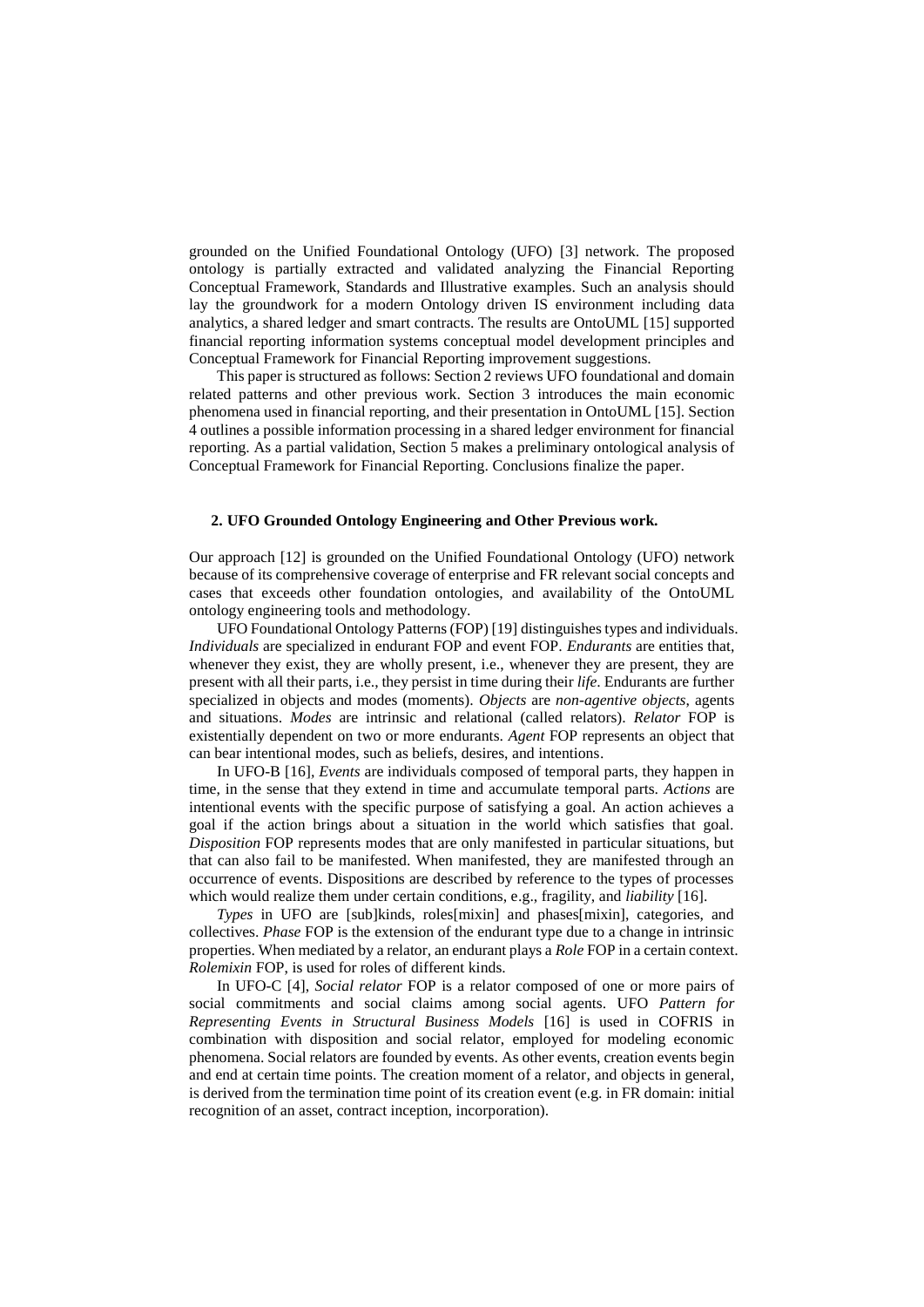grounded on the Unified Foundational Ontology (UFO) [3] network. The proposed ontology is partially extracted and validated analyzing the Financial Reporting Conceptual Framework, Standards and Illustrative examples. Such an analysis should lay the groundwork for a modern Ontology driven IS environment including data analytics, a shared ledger and smart contracts. The results are OntoUML [15] supported financial reporting information systems conceptual model development principles and Conceptual Framework for Financial Reporting improvement suggestions.

This paper is structured as follows: Section 2 reviews UFO foundational and domain related patterns and other previous work. Section 3 introduces the main economic phenomena used in financial reporting, and their presentation in OntoUML [15]. Section 4 outlines a possible information processing in a shared ledger environment for financial reporting. As a partial validation, Section 5 makes a preliminary ontological analysis of Conceptual Framework for Financial Reporting. Conclusions finalize the paper.

## 2. UFO Grounded Ontology Engineering and Other Previous work.

Our approach [12] is grounded on the Unified Foundational Ontology (UFO) network because of its comprehensive coverage of enterprise and FR relevant social concepts and cases that exceeds other foundation ontologies, and availability of the OntoUML ontology engineering tools and methodology.

UFO Foundational Ontology Patterns (FOP) [19] distinguishes types and individuals. *Individuals* are specialized in endurant FOP and event FOP. *Endurants* are entities that, whenever they exist, they are wholly present, i.e., whenever they are present, they are present with all their parts, i.e., they persist in time during their *life*. Endurants are further specialized in objects and modes (moments). *Objects* are *non-agentive objects*, agents and situations. *Modes* are intrinsic and relational (called relators). *Relator* FOP is existentially dependent on two or more endurants. *Agent* FOP represents an object that can bear intentional modes, such as beliefs, desires, and intentions.

In UFO-B [16], *Events* are individuals composed of temporal parts, they happen in time, in the sense that they extend in time and accumulate temporal parts. *Actions* are intentional events with the specific purpose of satisfying a goal. An action achieves a goal if the action brings about a situation in the world which satisfies that goal. *Disposition* FOP represents modes that are only manifested in particular situations, but that can also fail to be manifested. When manifested, they are manifested through an occurrence of events. Dispositions are described by reference to the types of processes which would realize them under certain conditions, e.g., fragility, and *liability* [16].

*Types* in UFO are [sub]kinds, roles[mixin] and phases[mixin], categories, and collectives. *Phase* FOP is the extension of the endurant type due to a change in intrinsic properties. When mediated by a relator, an endurant plays a *Role* FOP in a certain context. *Rolemixin* FOP, is used for roles of different kinds.

In UFO-C [4], *Social relator* FOP is a relator composed of one or more pairs of social commitments and social claims among social agents. UFO *Pattern for Representing Events in Structural Business Models* [16] is used in COFRIS in combination with disposition and social relator, employed for modeling economic phenomena. Social relators are founded by events. As other events, creation events begin and end at certain time points. The creation moment of a relator, and objects in general, is derived from the termination time point of its creation event (e.g. in FR domain: initial recognition of an asset, contract inception, incorporation).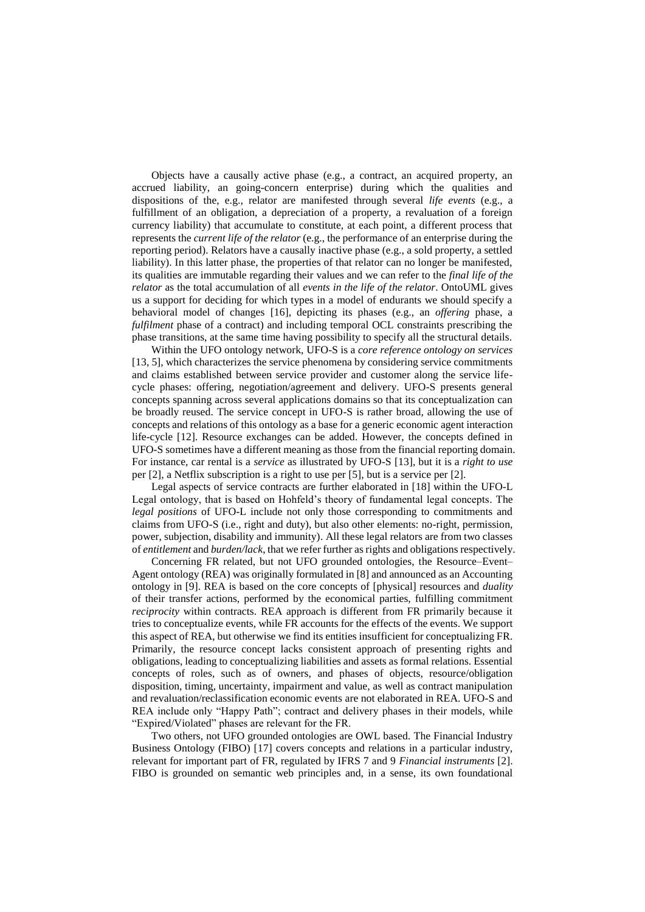Objects have a causally active phase (e.g., a contract, an acquired property, an accrued liability, an going-concern enterprise) during which the qualities and dispositions of the, e.g., relator are manifested through several *life events* (e.g., a fulfillment of an obligation, a depreciation of a property, a revaluation of a foreign currency liability) that accumulate to constitute, at each point, a different process that represents the *current life of the relator* (e.g., the performance of an enterprise during the reporting period). Relators have a causally inactive phase (e.g., a sold property, a settled liability). In this latter phase, the properties of that relator can no longer be manifested, its qualities are immutable regarding their values and we can refer to the *final life of the relator* as the total accumulation of all *events in the life of the relator*. OntoUML gives us a support for deciding for which types in a model of endurants we should specify a behavioral model of changes [16], depicting its phases (e.g., an *offering* phase, a *fulfilment* phase of a contract) and including temporal OCL constraints prescribing the phase transitions, at the same time having possibility to specify all the structural details.

Within the UFO ontology network, UFO-S is a *core reference ontology on services* [13, 5], which characterizes the service phenomena by considering service commitments and claims established between service provider and customer along the service life-cycle phases: offering, negotiation/agreement and delivery. UFO-S presents general concepts spanning across several applications domains so that its conceptualization can be broadly reused. The service concept in UFO-S is rather broad, allowing the use of concepts and relations of this ontology as a base for a generic economic agent interaction life-cycle [12]. Resource exchanges can be added. However, the concepts defined in UFO-S sometimes have a different meaning as those from the financial reporting domain. For instance, car rental is a *service* as illustrated by UFO-S [13], but it is a *right to use* per [2], a Netflix subscription is a right to use per [5], but is a service per [2].

Legal aspects of service contracts are further elaborated in [18] within the UFO-L Legal ontology, that is based on Hohfeld's theory of fundamental legal concepts. The *legal positions* of UFO-L include not only those corresponding to commitments and claims from UFO-S (i.e., right and duty), but also other elements: no-right, permission, power, subjection, disability and immunity). All these legal relators are from two classes of *entitlement* and *burden/lack*, that we refer further as rights and obligations respectively.

Concerning FR related, but not UFO grounded ontologies, the Resource–Event–Agent ontology (REA) was originally formulated in [8] and announced as an Accounting ontology in [9]. REA is based on the core concepts of [physical] resources and *duality* of their transfer actions, performed by the economical parties, fulfilling commitment *reciprocity* within contracts. REA approach is different from FR primarily because it tries to conceptualize events, while FR accounts for the effects of the events. We support this aspect of REA, but otherwise we find its entities insufficient for conceptualizing FR. Primarily, the resource concept lacks consistent approach of presenting rights and obligations, leading to conceptualizing liabilities and assets as formal relations. Essential concepts of roles, such as of owners, and phases of objects, resource/obligation disposition, timing, uncertainty, impairment and value, as well as contract manipulation and revaluation/reclassification economic events are not elaborated in REA. UFO-S and REA include only "Happy Path"; contract and delivery phases in their models, while "Expired/Violated" phases are relevant for the FR.

Two others, not UFO grounded ontologies are OWL based. The Financial Industry Business Ontology (FIBO) [17] covers concepts and relations in a particular industry, relevant for important part of FR, regulated by IFRS 7 and 9 *Financial instruments* [2]. FIBO is grounded on semantic web principles and, in a sense, its own foundational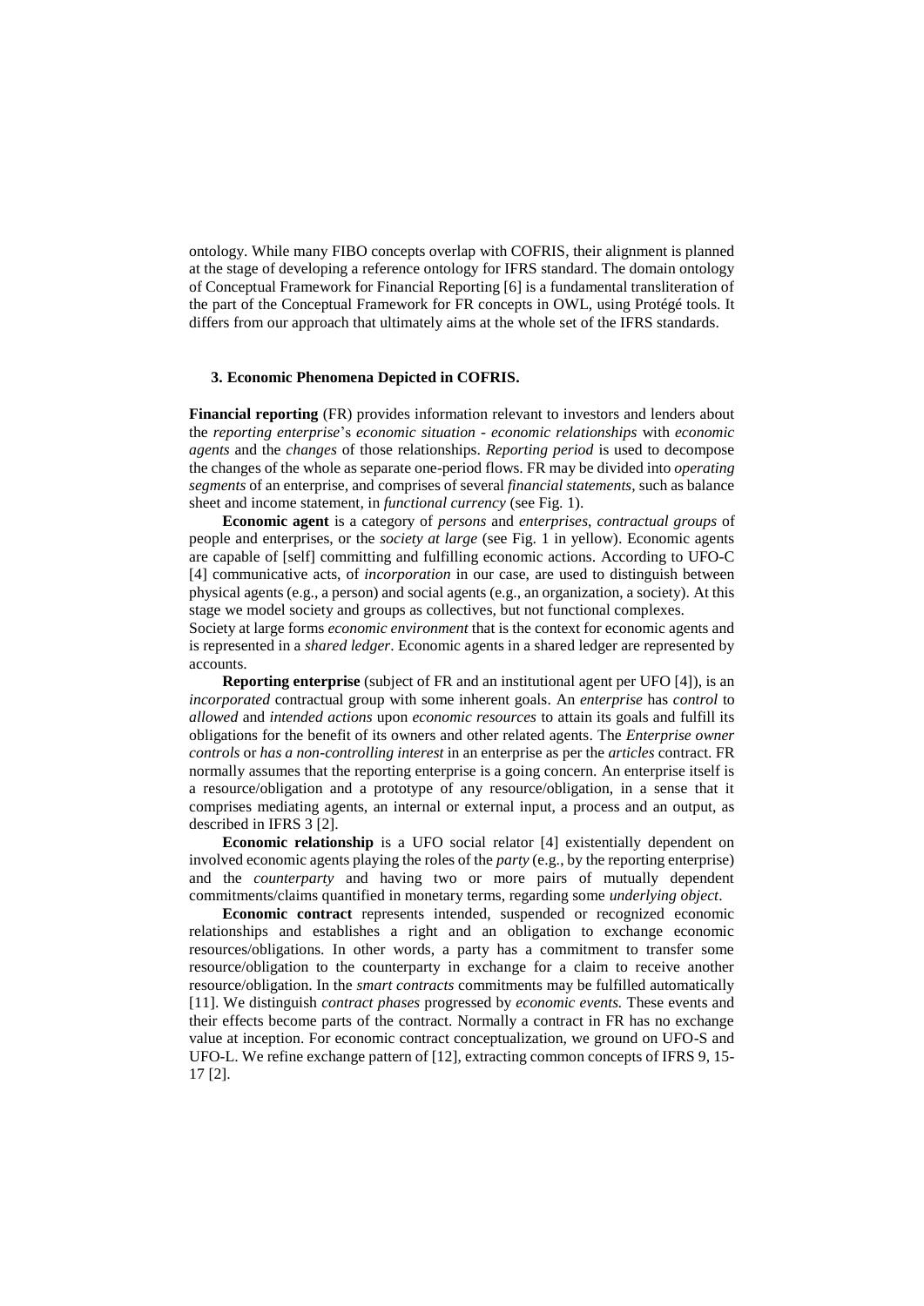ontology. While many FIBO concepts overlap with COFRIS, their alignment is planned at the stage of developing a reference ontology for IFRS standard. The domain ontology of Conceptual Framework for Financial Reporting [6] is a fundamental transliteration of the part of the Conceptual Framework for FR concepts in OWL, using Protégé tools. It differs from our approach that ultimately aims at the whole set of the IFRS standards.

### 3. Economic Phenomena Depicted in COFRIS.

**Financial reporting** (FR) provides information relevant to investors and lenders about the *reporting enterprise*'s *economic situation - economic relationships* with *economic agents* and the *changes* of those relationships. *Reporting period* is used to decompose the changes of the whole as separate one-period flows. FR may be divided into *operating segments* of an enterprise, and comprises of several *financial statements*, such as balance sheet and income statement, in *functional currency* (see Fig. 1).

**Economic agent** is a category of *persons* and *enterprises*, *contractual groups* of people and enterprises, or the *society at large* (see Fig. 1 in yellow). Economic agents are capable of [self] committing and fulfilling economic actions. According to UFO-C [4] communicative acts, of *incorporation* in our case, are used to distinguish between physical agents (e.g., a person) and social agents (e.g., an organization, a society). At this stage we model society and groups as collectives, but not functional complexes.
Society at large forms *economic environment* that is the context for economic agents and is represented in a *shared ledger*. Economic agents in a shared ledger are represented by accounts.

**Reporting enterprise** (subject of FR and an institutional agent per UFO [4]), is an *incorporated* contractual group with some inherent goals. An *enterprise* has *control* to *allowed* and *intended actions* upon *economic resources* to attain its goals and fulfill its obligations for the benefit of its owners and other related agents. The *Enterprise owner controls* or *has a non-controlling interest* in an enterprise as per the *articles* contract. FR normally assumes that the reporting enterprise is a going concern. An enterprise itself is a resource/obligation and a prototype of any resource/obligation, in a sense that it comprises mediating agents, an internal or external input, a process and an output, as described in IFRS 3 [2].

**Economic relationship** is a UFO social relator [4] existentially dependent on involved economic agents playing the roles of the *party* (e.g., by the reporting enterprise) and the *counterparty* and having two or more pairs of mutually dependent commitments/claims quantified in monetary terms, regarding some *underlying object*.

**Economic contract** represents intended, suspended or recognized economic relationships and establishes a right and an obligation to exchange economic resources/obligations. In other words, a party has a commitment to transfer some resource/obligation to the counterparty in exchange for a claim to receive another resource/obligation. In the *smart contracts* commitments may be fulfilled automatically [11]. We distinguish *contract phases* progressed by *economic events.* These events and their effects become parts of the contract. Normally a contract in FR has no exchange value at inception. For economic contract conceptualization, we ground on UFO-S and UFO-L. We refine exchange pattern of [12], extracting common concepts of IFRS 9, 15-17 [2].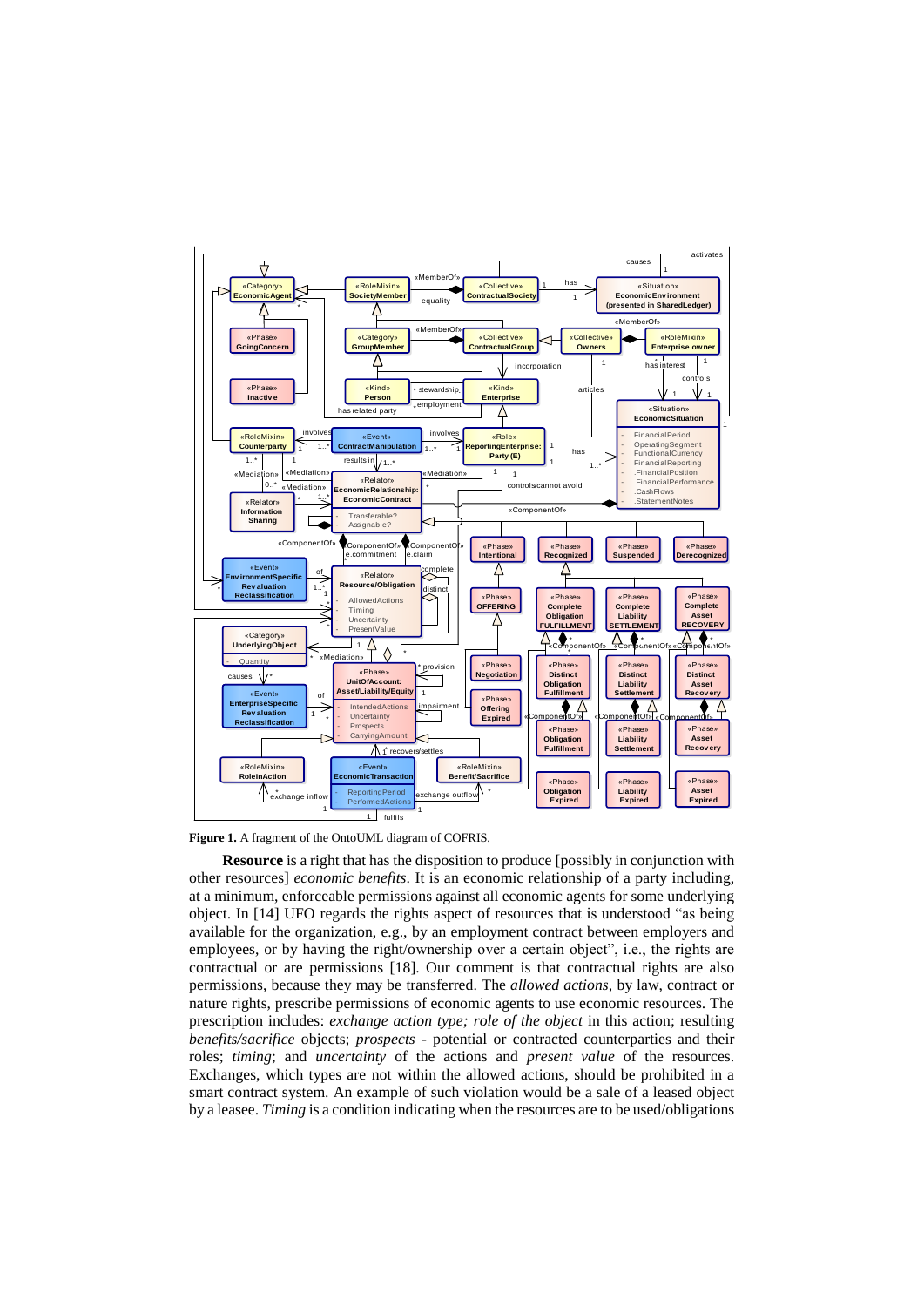**Figure 1.** A fragment of the OntoUML diagram of COFRIS.

**Resource** is a right that has the disposition to produce [possibly in conjunction with other resources] *economic benefits*. It is an economic relationship of a party including, at a minimum, enforceable permissions against all economic agents for some underlying object. In [14] UFO regards the rights aspect of resources that is understood "as being available for the organization, e.g., by an employment contract between employers and employees, or by having the right/ownership over a certain object", i.e., the rights are contractual or are permissions [18]. Our comment is that contractual rights are also permissions, because they may be transferred. The *allowed actions*, by law, contract or nature rights, prescribe permissions of economic agents to use economic resources. The prescription includes: *exchange action type; role of the object* in this action; resulting *benefits/sacrifice* objects; *prospects* - potential or contracted counterparties and their roles; *timing*; and *uncertainty* of the actions and *present value* of the resources. Exchanges, which types are not within the allowed actions, should be prohibited in a smart contract system. An example of such violation would be a sale of a leased object by a leasee. *Timing* is a condition indicating when the resources are to be used/obligations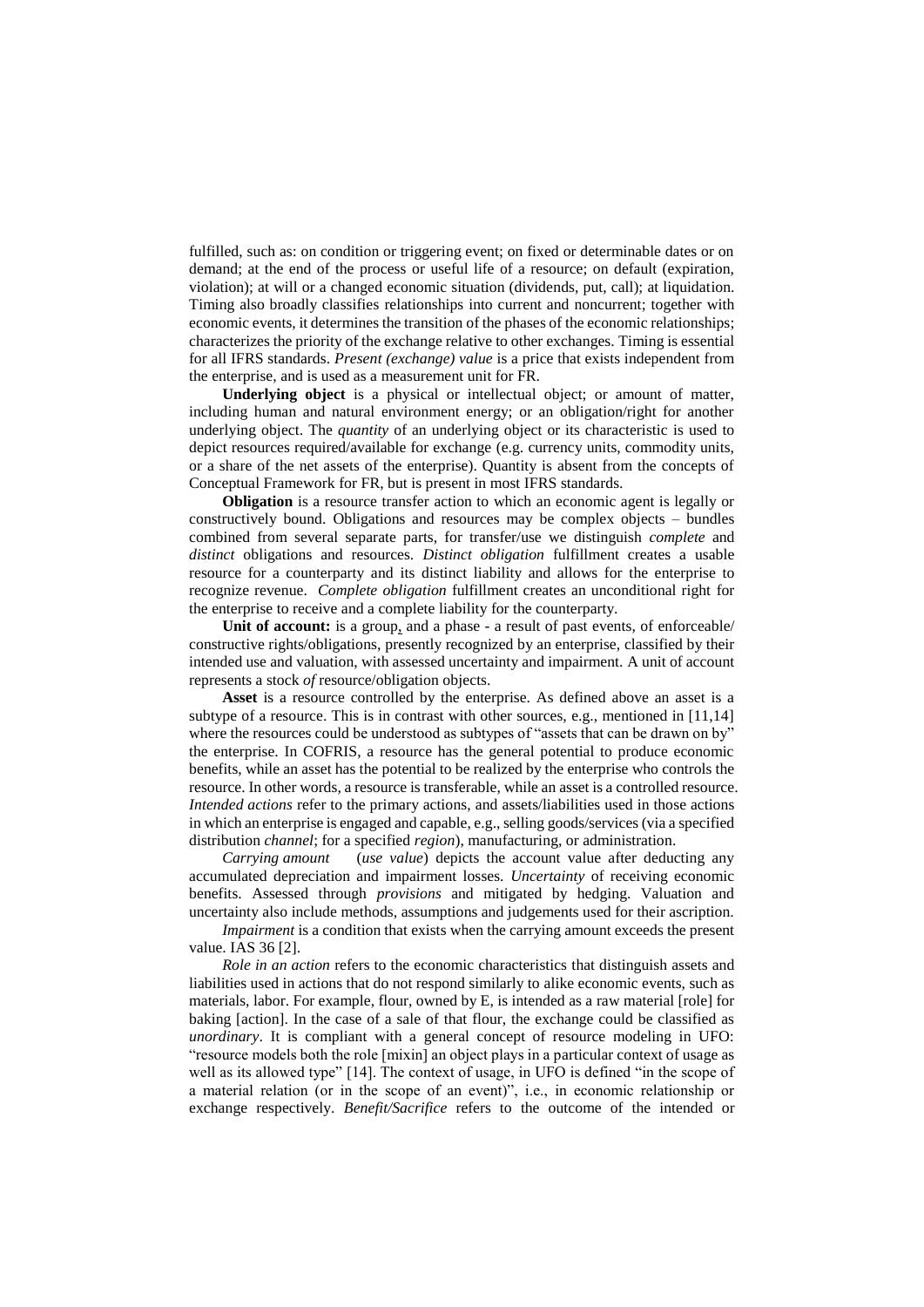fulfilled, such as: on condition or triggering event; on fixed or determinable dates or on demand; at the end of the process or useful life of a resource; on default (expiration, violation); at will or a changed economic situation (dividends, put, call); at liquidation. Timing also broadly classifies relationships into current and noncurrent; together with economic events, it determines the transition of the phases of the economic relationships; characterizes the priority of the exchange relative to other exchanges. Timing is essential for all IFRS standards. *Present (exchange) value* is a price that exists independent from the enterprise, and is used as a measurement unit for FR.

**Underlying object** is a physical or intellectual object; or amount of matter, including human and natural environment energy; or an obligation/right for another underlying object. The *quantity* of an underlying object or its characteristic is used to depict resources required/available for exchange (e.g. currency units, commodity units, or a share of the net assets of the enterprise). Quantity is absent from the concepts of Conceptual Framework for FR, but is present in most IFRS standards.

**Obligation** is a resource transfer action to which an economic agent is legally or constructively bound. Obligations and resources may be complex objects – bundles combined from several separate parts, for transfer/use we distinguish *complete* and *distinct* obligations and resources. *Distinct obligation* fulfillment creates a usable resource for a counterparty and its distinct liability and allows for the enterprise to recognize revenue. *Complete obligation* fulfillment creates an unconditional right for the enterprise to receive and a complete liability for the counterparty.

**Unit of account:** is a group, and a phase - a result of past events, of enforceable/ constructive rights/obligations, presently recognized by an enterprise, classified by their intended use and valuation, with assessed uncertainty and impairment. A unit of account represents a stock *of* resource/obligation objects.

**Asset** is a resource controlled by the enterprise. As defined above an asset is a subtype of a resource. This is in contrast with other sources, e.g., mentioned in [11,14] where the resources could be understood as subtypes of "assets that can be drawn on by" the enterprise. In COFRIS, a resource has the general potential to produce economic benefits, while an asset has the potential to be realized by the enterprise who controls the resource. In other words, a resource is transferable, while an asset is a controlled resource. *Intended actions* refer to the primary actions, and assets/liabilities used in those actions in which an enterprise is engaged and capable, e.g., selling goods/services (via a specified distribution *channel*; for a specified *region*), manufacturing, or administration.

*Carrying amount* (*use value*) depicts the account value after deducting any accumulated depreciation and impairment losses. *Uncertainty* of receiving economic benefits. Assessed through *provisions* and mitigated by hedging. Valuation and uncertainty also include methods, assumptions and judgements used for their ascription.

*Impairment* is a condition that exists when the carrying amount exceeds the present value. IAS 36 [2].

*Role in an action* refers to the economic characteristics that distinguish assets and liabilities used in actions that do not respond similarly to alike economic events, such as materials, labor. For example, flour, owned by E, is intended as a raw material [role] for baking [action]. In the case of a sale of that flour, the exchange could be classified as *unordinary*. It is compliant with a general concept of resource modeling in UFO: "resource models both the role [mixin] an object plays in a particular context of usage as well as its allowed type" [14]. The context of usage, in UFO is defined "in the scope of a material relation (or in the scope of an event)", i.e., in economic relationship or exchange respectively. *Benefit/Sacrifice* refers to the outcome of the intended or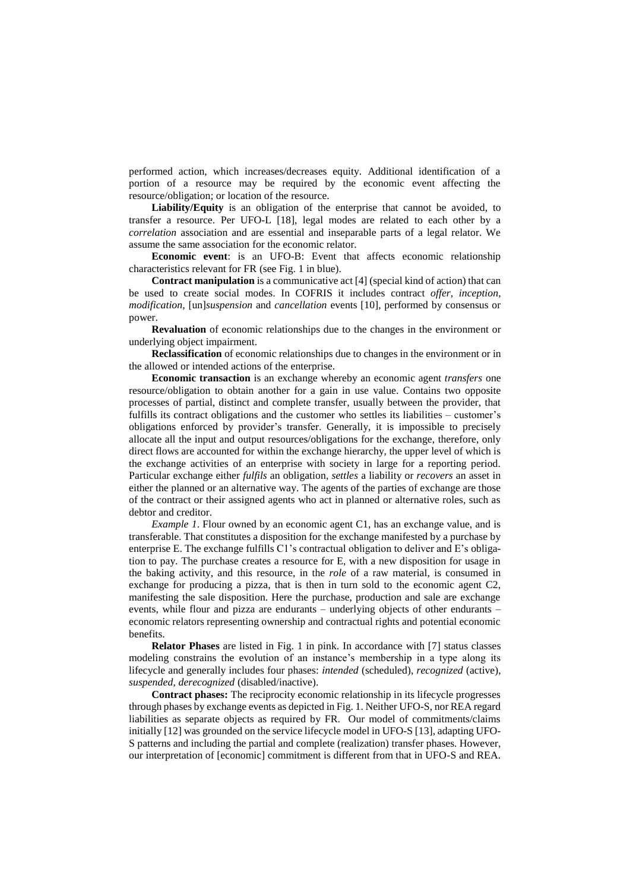performed action, which increases/decreases equity. Additional identification of a portion of a resource may be required by the economic event affecting the resource/obligation; or location of the resource.

**Liability/Equity** is an obligation of the enterprise that cannot be avoided, to transfer a resource. Per UFO-L [18], legal modes are related to each other by a *correlation* association and are essential and inseparable parts of a legal relator. We assume the same association for the economic relator.

**Economic event**: is an UFO-B: Event that affects economic relationship characteristics relevant for FR (see Fig. 1 in blue).

**Contract manipulation** is a communicative act [4] (special kind of action) that can be used to create social modes. In COFRIS it includes contract *offer*, *inception*, *modification*, [un]*suspension* and *cancellation* events [10], performed by consensus or power.

**Revaluation** of economic relationships due to the changes in the environment or underlying object impairment.

**Reclassification** of economic relationships due to changes in the environment or in the allowed or intended actions of the enterprise.

**Economic transaction** is an exchange whereby an economic agent *transfers* one resource/obligation to obtain another for a gain in use value. Contains two opposite processes of partial, distinct and complete transfer, usually between the provider, that fulfills its contract obligations and the customer who settles its liabilities – customer's obligations enforced by provider's transfer. Generally, it is impossible to precisely allocate all the input and output resources/obligations for the exchange, therefore, only direct flows are accounted for within the exchange hierarchy, the upper level of which is the exchange activities of an enterprise with society in large for a reporting period. Particular exchange either *fulfils* an obligation, *settles* a liability or *recovers* an asset in either the planned or an alternative way. The agents of the parties of exchange are those of the contract or their assigned agents who act in planned or alternative roles, such as debtor and creditor.

*Example 1*. Flour owned by an economic agent C1, has an exchange value, and is transferable. That constitutes a disposition for the exchange manifested by a purchase by enterprise E. The exchange fulfills C1's contractual obligation to deliver and E's obligation to pay. The purchase creates a resource for E, with a new disposition for usage in the baking activity, and this resource, in the *role* of a raw material, is consumed in exchange for producing a pizza, that is then in turn sold to the economic agent C2, manifesting the sale disposition. Here the purchase, production and sale are exchange events, while flour and pizza are endurants – underlying objects of other endurants – economic relators representing ownership and contractual rights and potential economic benefits.

**Relator Phases** are listed in Fig. 1 in pink. In accordance with [7] status classes modeling constrains the evolution of an instance's membership in a type along its lifecycle and generally includes four phases: *intended* (scheduled), *recognized* (active), *suspended*, *derecognized* (disabled/inactive).

**Contract phases:** The reciprocity economic relationship in its lifecycle progresses through phases by exchange events as depicted in Fig. 1. Neither UFO-S, nor REA regard liabilities as separate objects as required by FR. Our model of commitments/claims initially [12] was grounded on the service lifecycle model in UFO-S [13], adapting UFO-S patterns and including the partial and complete (realization) transfer phases. However, our interpretation of [economic] commitment is different from that in UFO-S and REA.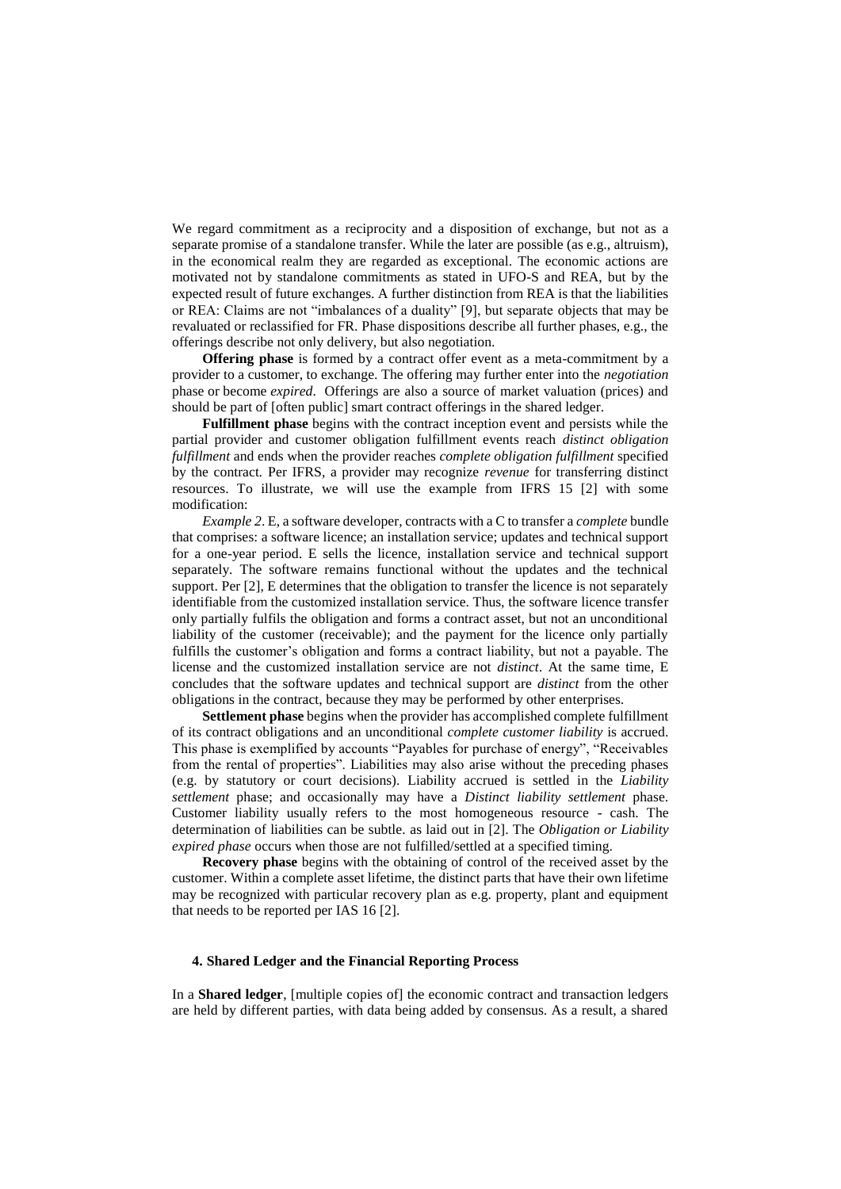We regard commitment as a reciprocity and a disposition of exchange, but not as a separate promise of a standalone transfer. While the later are possible (as e.g., altruism), in the economical realm they are regarded as exceptional. The economic actions are motivated not by standalone commitments as stated in UFO-S and REA, but by the expected result of future exchanges. A further distinction from REA is that the liabilities or REA: Claims are not "imbalances of a duality" [9], but separate objects that may be revaluated or reclassified for FR. Phase dispositions describe all further phases, e.g., the offerings describe not only delivery, but also negotiation.

**Offering phase** is formed by a contract offer event as a meta-commitment by a provider to a customer, to exchange. The offering may further enter into the *negotiation* phase or become *expired*. Offerings are also a source of market valuation (prices) and should be part of [often public] smart contract offerings in the shared ledger.

**Fulfillment phase** begins with the contract inception event and persists while the partial provider and customer obligation fulfillment events reach *distinct obligation fulfillment* and ends when the provider reaches *complete obligation fulfillment* specified by the contract. Per IFRS, a provider may recognize *revenue* for transferring distinct resources. To illustrate, we will use the example from IFRS 15 [2] with some modification:

*Example 2*. E, a software developer, contracts with a C to transfer a *complete* bundle that comprises: a software licence; an installation service; updates and technical support for a one-year period. E sells the licence, installation service and technical support separately. The software remains functional without the updates and the technical support. Per [2], E determines that the obligation to transfer the licence is not separately identifiable from the customized installation service. Thus, the software licence transfer only partially fulfils the obligation and forms a contract asset, but not an unconditional liability of the customer (receivable); and the payment for the licence only partially fulfills the customer's obligation and forms a contract liability, but not a payable. The license and the customized installation service are not *distinct*. At the same time, E concludes that the software updates and technical support are *distinct* from the other obligations in the contract, because they may be performed by other enterprises.

**Settlement phase** begins when the provider has accomplished complete fulfillment of its contract obligations and an unconditional *complete customer liability* is accrued. This phase is exemplified by accounts "Payables for purchase of energy", "Receivables from the rental of properties". Liabilities may also arise without the preceding phases (e.g. by statutory or court decisions). Liability accrued is settled in the *Liability settlement* phase; and occasionally may have a *Distinct liability settlement* phase. Customer liability usually refers to the most homogeneous resource - cash. The determination of liabilities can be subtle. as laid out in [2]. The *Obligation or Liability expired phase* occurs when those are not fulfilled/settled at a specified timing.

**Recovery phase** begins with the obtaining of control of the received asset by the customer. Within a complete asset lifetime, the distinct parts that have their own lifetime may be recognized with particular recovery plan as e.g. property, plant and equipment that needs to be reported per IAS 16 [2].

## 4. Shared Ledger and the Financial Reporting Process

In a **Shared ledger**, [multiple copies of] the economic contract and transaction ledgers are held by different parties, with data being added by consensus. As a result, a shared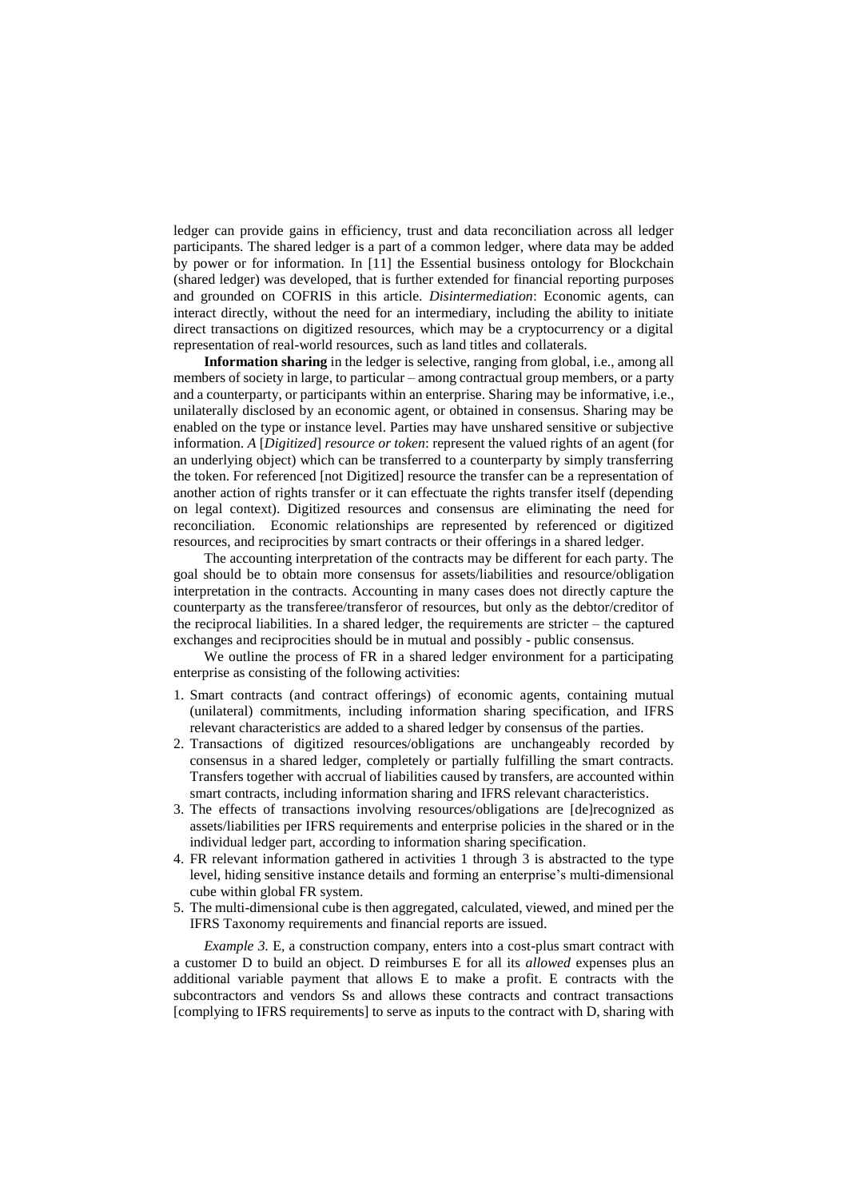ledger can provide gains in efficiency, trust and data reconciliation across all ledger participants. The shared ledger is a part of a common ledger, where data may be added by power or for information. In [11] the Essential business ontology for Blockchain (shared ledger) was developed, that is further extended for financial reporting purposes and grounded on COFRIS in this article. *Disintermediation*: Economic agents, can interact directly, without the need for an intermediary, including the ability to initiate direct transactions on digitized resources, which may be a cryptocurrency or a digital representation of real-world resources, such as land titles and collaterals.

**Information sharing** in the ledger is selective, ranging from global, i.e., among all members of society in large, to particular – among contractual group members, or a party and a counterparty, or participants within an enterprise. Sharing may be informative, i.e., unilaterally disclosed by an economic agent, or obtained in consensus. Sharing may be enabled on the type or instance level. Parties may have unshared sensitive or subjective information. *A* [*Digitized*] *resource or token*: represent the valued rights of an agent (for an underlying object) which can be transferred to a counterparty by simply transferring the token. For referenced [not Digitized] resource the transfer can be a representation of another action of rights transfer or it can effectuate the rights transfer itself (depending on legal context). Digitized resources and consensus are eliminating the need for reconciliation. Economic relationships are represented by referenced or digitized resources, and reciprocities by smart contracts or their offerings in a shared ledger.

The accounting interpretation of the contracts may be different for each party. The goal should be to obtain more consensus for assets/liabilities and resource/obligation interpretation in the contracts. Accounting in many cases does not directly capture the counterparty as the transferee/transferor of resources, but only as the debtor/creditor of the reciprocal liabilities. In a shared ledger, the requirements are stricter – the captured exchanges and reciprocities should be in mutual and possibly - public consensus.

We outline the process of FR in a shared ledger environment for a participating enterprise as consisting of the following activities:

1. Smart contracts (and contract offerings) of economic agents, containing mutual (unilateral) commitments, including information sharing specification, and IFRS relevant characteristics are added to a shared ledger by consensus of the parties.
2. Transactions of digitized resources/obligations are unchangeably recorded by consensus in a shared ledger, completely or partially fulfilling the smart contracts. Transfers together with accrual of liabilities caused by transfers, are accounted within smart contracts, including information sharing and IFRS relevant characteristics.
3. The effects of transactions involving resources/obligations are [de]recognized as assets/liabilities per IFRS requirements and enterprise policies in the shared or in the individual ledger part, according to information sharing specification.
4. FR relevant information gathered in activities 1 through 3 is abstracted to the type level, hiding sensitive instance details and forming an enterprise's multi-dimensional cube within global FR system.
5. The multi-dimensional cube is then aggregated, calculated, viewed, and mined per the IFRS Taxonomy requirements and financial reports are issued.

*Example 3.* E, a construction company, enters into a cost-plus smart contract with a customer D to build an object. D reimburses E for all its *allowed* expenses plus an additional variable payment that allows E to make a profit. E contracts with the subcontractors and vendors Ss and allows these contracts and contract transactions [complying to IFRS requirements] to serve as inputs to the contract with D, sharing with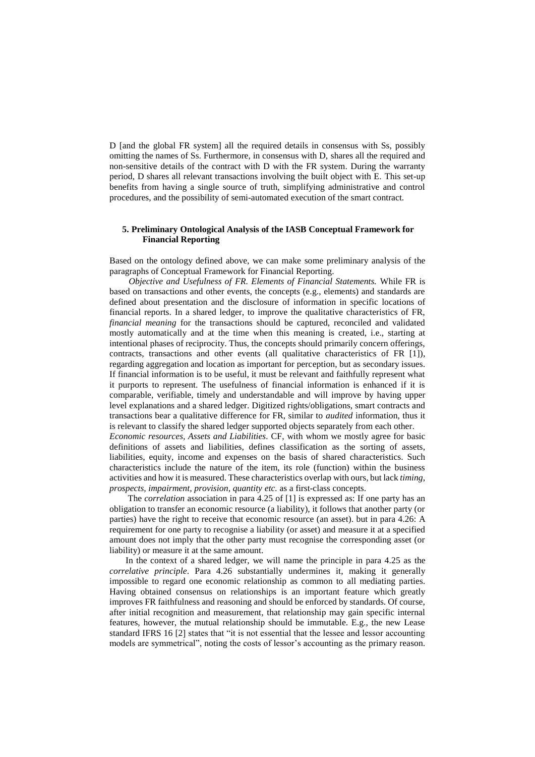D [and the global FR system] all the required details in consensus with Ss, possibly omitting the names of Ss. Furthermore, in consensus with D, shares all the required and non-sensitive details of the contract with D with the FR system. During the warranty period, D shares all relevant transactions involving the built object with E. This set-up benefits from having a single source of truth, simplifying administrative and control procedures, and the possibility of semi-automated execution of the smart contract.

## 5. Preliminary Ontological Analysis of the IASB Conceptual Framework for Financial Reporting

Based on the ontology defined above, we can make some preliminary analysis of the paragraphs of Conceptual Framework for Financial Reporting.

*Objective and Usefulness of FR. Elements of Financial Statements.* While FR is based on transactions and other events, the concepts (e.g., elements) and standards are defined about presentation and the disclosure of information in specific locations of financial reports. In a shared ledger, to improve the qualitative characteristics of FR, *financial meaning* for the transactions should be captured, reconciled and validated mostly automatically and at the time when this meaning is created, i.e., starting at intentional phases of reciprocity. Thus, the concepts should primarily concern offerings, contracts, transactions and other events (all qualitative characteristics of FR [1]), regarding aggregation and location as important for perception, but as secondary issues. If financial information is to be useful, it must be relevant and faithfully represent what it purports to represent. The usefulness of financial information is enhanced if it is comparable, verifiable, timely and understandable and will improve by having upper level explanations and a shared ledger. Digitized rights/obligations, smart contracts and transactions bear a qualitative difference for FR, similar to *audited* information, thus it is relevant to classify the shared ledger supported objects separately from each other.

*Economic resources, Assets and Liabilities.* CF, with whom we mostly agree for basic definitions of assets and liabilities, defines classification as the sorting of assets, liabilities, equity, income and expenses on the basis of shared characteristics. Such characteristics include the nature of the item, its role (function) within the business activities and how it is measured. These characteristics overlap with ours, but lack *timing, prospects, impairment, provision, quantity etc.* as a first-class concepts.

The *correlation* association in para 4.25 of [1] is expressed as: If one party has an obligation to transfer an economic resource (a liability), it follows that another party (or parties) have the right to receive that economic resource (an asset). but in para 4.26: A requirement for one party to recognise a liability (or asset) and measure it at a specified amount does not imply that the other party must recognise the corresponding asset (or liability) or measure it at the same amount.

In the context of a shared ledger, we will name the principle in para 4.25 as the *correlative principle*. Para 4.26 substantially undermines it, making it generally impossible to regard one economic relationship as common to all mediating parties. Having obtained consensus on relationships is an important feature which greatly improves FR faithfulness and reasoning and should be enforced by standards. Of course, after initial recognition and measurement, that relationship may gain specific internal features, however, the mutual relationship should be immutable. E.g., the new Lease standard IFRS 16 [2] states that "it is not essential that the lessee and lessor accounting models are symmetrical", noting the costs of lessor's accounting as the primary reason.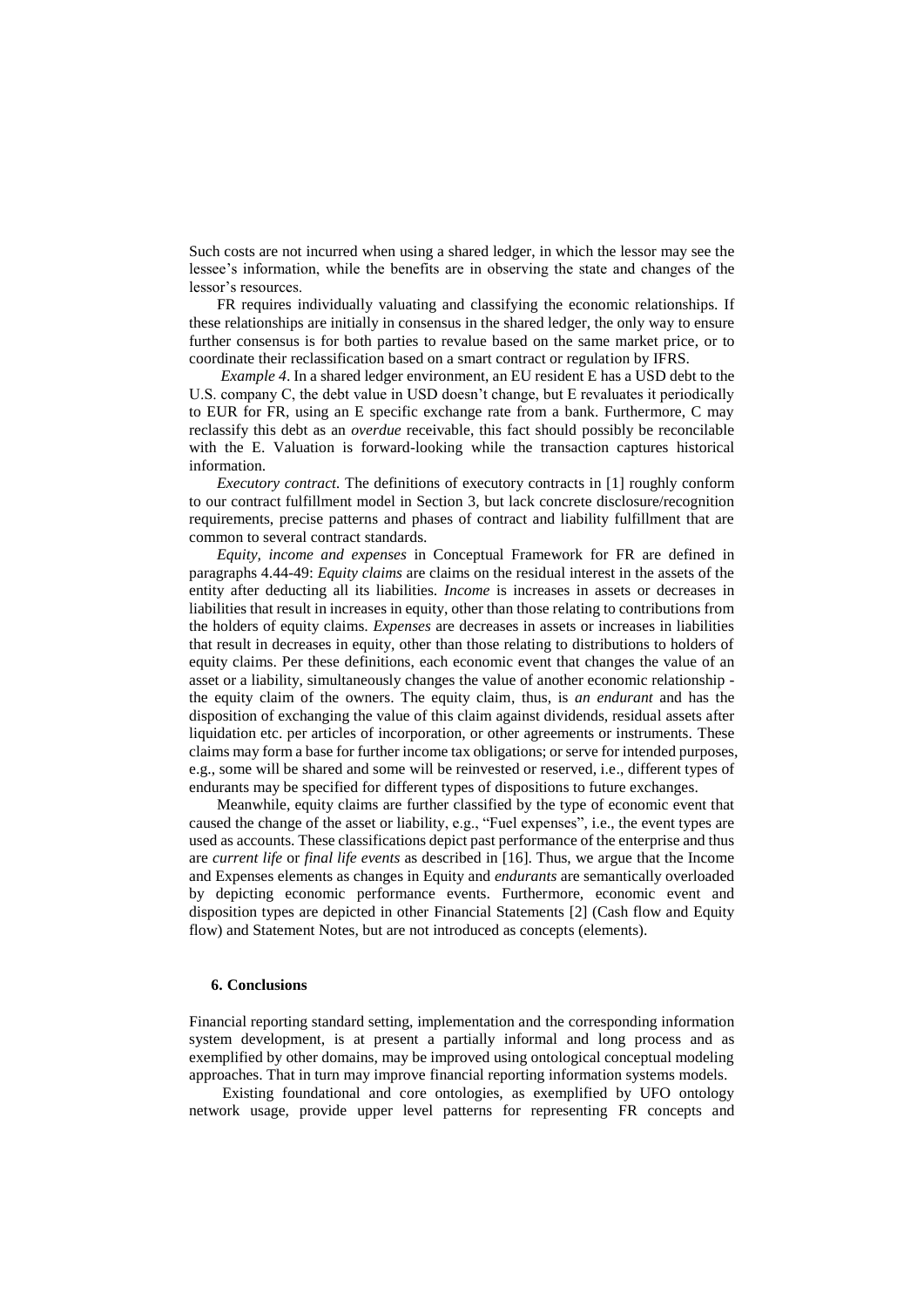Such costs are not incurred when using a shared ledger, in which the lessor may see the lessee's information, while the benefits are in observing the state and changes of the lessor's resources.

FR requires individually valuating and classifying the economic relationships. If these relationships are initially in consensus in the shared ledger, the only way to ensure further consensus is for both parties to revalue based on the same market price, or to coordinate their reclassification based on a smart contract or regulation by IFRS.

*Example 4*. In a shared ledger environment, an EU resident E has a USD debt to the U.S. company C, the debt value in USD doesn't change, but E revaluates it periodically to EUR for FR, using an E specific exchange rate from a bank. Furthermore, C may reclassify this debt as an *overdue* receivable, this fact should possibly be reconcilable with the E. Valuation is forward-looking while the transaction captures historical information.

*Executory contract*. The definitions of executory contracts in [1] roughly conform to our contract fulfillment model in Section 3, but lack concrete disclosure/recognition requirements, precise patterns and phases of contract and liability fulfillment that are common to several contract standards.

*Equity, income and expenses* in Conceptual Framework for FR are defined in paragraphs 4.44-49: *Equity claims* are claims on the residual interest in the assets of the entity after deducting all its liabilities. *Income* is increases in assets or decreases in liabilities that result in increases in equity, other than those relating to contributions from the holders of equity claims. *Expenses* are decreases in assets or increases in liabilities that result in decreases in equity, other than those relating to distributions to holders of equity claims. Per these definitions, each economic event that changes the value of an asset or a liability, simultaneously changes the value of another economic relationship - the equity claim of the owners. The equity claim, thus, is *an endurant* and has the disposition of exchanging the value of this claim against dividends, residual assets after liquidation etc. per articles of incorporation, or other agreements or instruments. These claims may form a base for further income tax obligations; or serve for intended purposes, e.g., some will be shared and some will be reinvested or reserved, i.e., different types of endurants may be specified for different types of dispositions to future exchanges.

Meanwhile, equity claims are further classified by the type of economic event that caused the change of the asset or liability, e.g., "Fuel expenses", i.e., the event types are used as accounts. These classifications depict past performance of the enterprise and thus are *current life* or *final life events* as described in [16]. Thus, we argue that the Income and Expenses elements as changes in Equity and *endurants* are semantically overloaded by depicting economic performance events. Furthermore, economic event and disposition types are depicted in other Financial Statements [2] (Cash flow and Equity flow) and Statement Notes, but are not introduced as concepts (elements).

## 6. Conclusions

Financial reporting standard setting, implementation and the corresponding information system development, is at present a partially informal and long process and as exemplified by other domains, may be improved using ontological conceptual modeling approaches. That in turn may improve financial reporting information systems models.

Existing foundational and core ontologies, as exemplified by UFO ontology network usage, provide upper level patterns for representing FR concepts and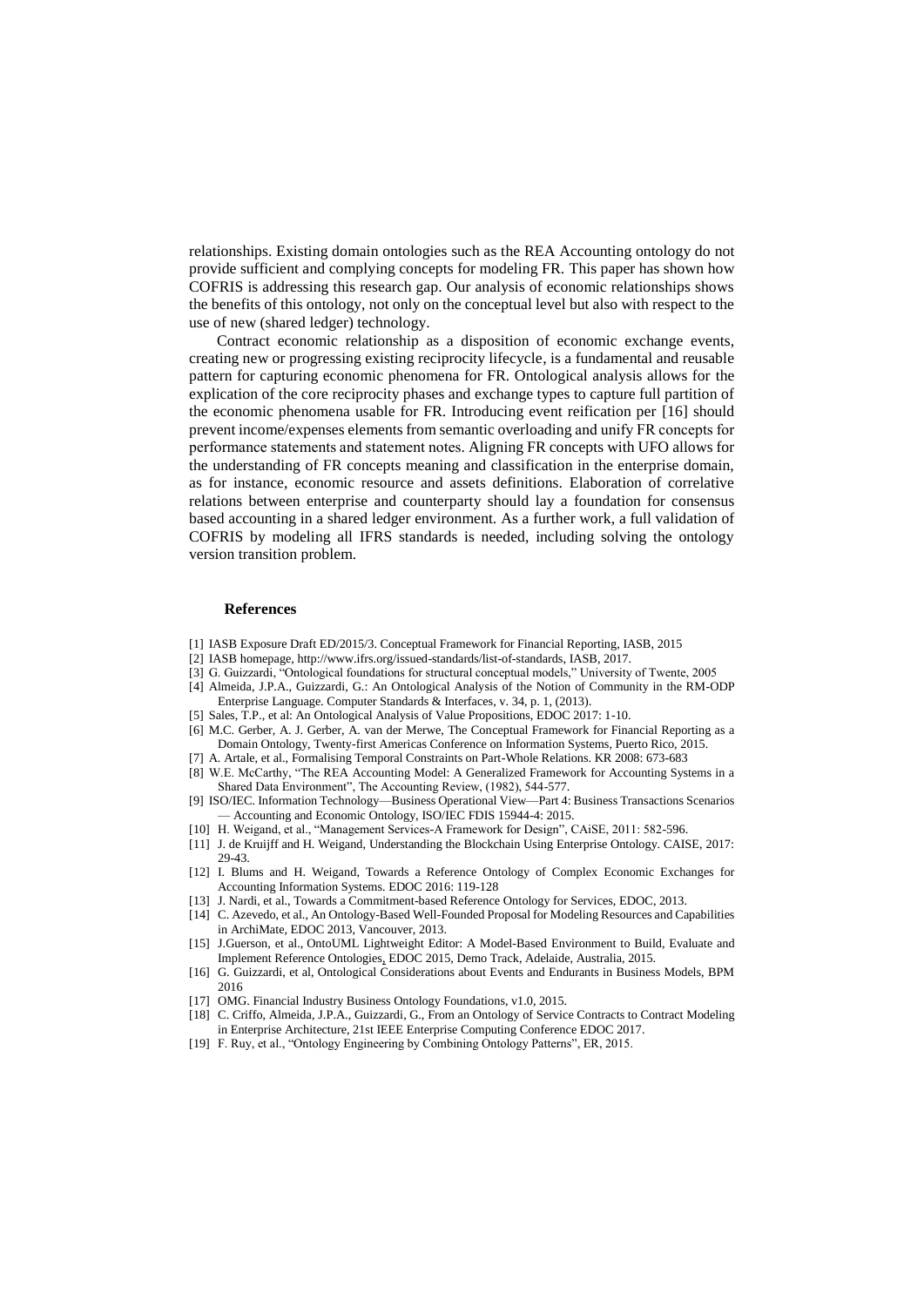relationships. Existing domain ontologies such as the REA Accounting ontology do not provide sufficient and complying concepts for modeling FR. This paper has shown how COFRIS is addressing this research gap. Our analysis of economic relationships shows the benefits of this ontology, not only on the conceptual level but also with respect to the use of new (shared ledger) technology.

Contract economic relationship as a disposition of economic exchange events, creating new or progressing existing reciprocity lifecycle, is a fundamental and reusable pattern for capturing economic phenomena for FR. Ontological analysis allows for the explication of the core reciprocity phases and exchange types to capture full partition of the economic phenomena usable for FR. Introducing event reification per [16] should prevent income/expenses elements from semantic overloading and unify FR concepts for performance statements and statement notes. Aligning FR concepts with UFO allows for the understanding of FR concepts meaning and classification in the enterprise domain, as for instance, economic resource and assets definitions. Elaboration of correlative relations between enterprise and counterparty should lay a foundation for consensus based accounting in a shared ledger environment. As a further work, a full validation of COFRIS by modeling all IFRS standards is needed, including solving the ontology version transition problem.

## References

[1] IASB Exposure Draft ED/2015/3. Conceptual Framework for Financial Reporting, IASB, 2015

[2] IASB homepage, http://www.ifrs.org/issued-standards/list-of-standards, IASB, 2017.

[3] G. Guizzardi, "Ontological foundations for structural conceptual models," University of Twente, 2005

[4] Almeida, J.P.A., Guizzardi, G.: An Ontological Analysis of the Notion of Community in the RM-ODP Enterprise Language. Computer Standards & Interfaces, v. 34, p. 1, (2013).

[5] Sales, T.P., et al: An Ontological Analysis of Value Propositions, EDOC 2017: 1-10.

[6] M.C. Gerber, A. J. Gerber, A. van der Merwe, The Conceptual Framework for Financial Reporting as a Domain Ontology, Twenty-first Americas Conference on Information Systems, Puerto Rico, 2015.

[7] A. Artale, et al., Formalising Temporal Constraints on Part-Whole Relations. KR 2008: 673-683

[8] W.E. McCarthy, "The REA Accounting Model: A Generalized Framework for Accounting Systems in a Shared Data Environment", The Accounting Review, (1982), 544-577.

[9] ISO/IEC. Information Technology—Business Operational View—Part 4: Business Transactions Scenarios — Accounting and Economic Ontology, ISO/IEC FDIS 15944-4: 2015.

[10] H. Weigand, et al., "Management Services-A Framework for Design", CAiSE, 2011: 582-596.

[11] J. de Kruijff and H. Weigand, Understanding the Blockchain Using Enterprise Ontology. CAISE, 2017: 29-43.

[12] I. Blums and H. Weigand, Towards a Reference Ontology of Complex Economic Exchanges for Accounting Information Systems. EDOC 2016: 119-128

[13] J. Nardi, et al., Towards a Commitment-based Reference Ontology for Services, EDOC, 2013.

[14] C. Azevedo, et al., An Ontology-Based Well-Founded Proposal for Modeling Resources and Capabilities in ArchiMate, EDOC 2013, Vancouver, 2013.

[15] J.Guerson, et al., OntoUML Lightweight Editor: A Model-Based Environment to Build, Evaluate and Implement Reference Ontologies, EDOC 2015, Demo Track, Adelaide, Australia, 2015.

[16] G. Guizzardi, et al, Ontological Considerations about Events and Endurants in Business Models, BPM 2016

[17] OMG. Financial Industry Business Ontology Foundations, v1.0, 2015.

[18] C. Criffo, Almeida, J.P.A., Guizzardi, G., From an Ontology of Service Contracts to Contract Modeling in Enterprise Architecture, 21st IEEE Enterprise Computing Conference EDOC 2017.

[19] F. Ruy, et al., "Ontology Engineering by Combining Ontology Patterns", ER, 2015.